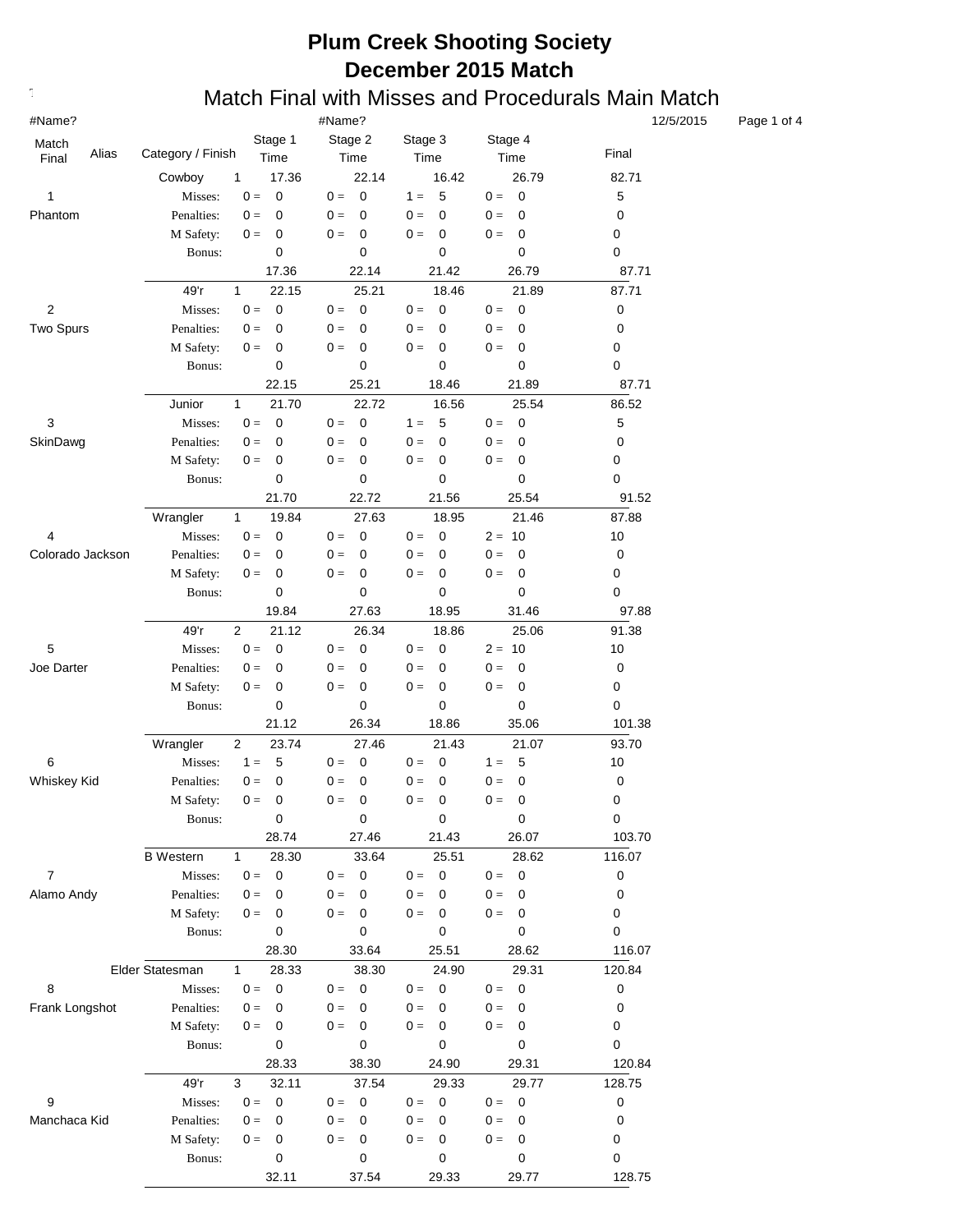# Plum Creek Shooting Society
## December 2015 Match
### Match Final with Misses and Procedurals Main Match

#Name? #Name? 12/5/2015

| Match Final | Alias | Category / Finish | | Stage 1 Time | Stage 2 Time | Stage 3 Time | Stage 4 Time | Final |
|---|---|---|---|---|---|---|---|---|
| | | Cowboy | 1 | 17.36 | 22.14 | 16.42 | 26.79 | 82.71 |
| 1 | | Misses: | | 0 = 0 | 0 = 0 | 1 = 5 | 0 = 0 | 5 |
| Phantom | | Penalties: | | 0 = 0 | 0 = 0 | 0 = 0 | 0 = 0 | 0 |
| | | M Safety: | | 0 = 0 | 0 = 0 | 0 = 0 | 0 = 0 | 0 |
| | | Bonus: | | 0 | 0 | 0 | 0 | 0 |
| | | | | 17.36 | 22.14 | 21.42 | 26.79 | 87.71 |
| | | 49'r | 1 | 22.15 | 25.21 | 18.46 | 21.89 | 87.71 |
| 2 | | Misses: | | 0 = 0 | 0 = 0 | 0 = 0 | 0 = 0 | 0 |
| Two Spurs | | Penalties: | | 0 = 0 | 0 = 0 | 0 = 0 | 0 = 0 | 0 |
| | | M Safety: | | 0 = 0 | 0 = 0 | 0 = 0 | 0 = 0 | 0 |
| | | Bonus: | | 0 | 0 | 0 | 0 | 0 |
| | | | | 22.15 | 25.21 | 18.46 | 21.89 | 87.71 |
| | | Junior | 1 | 21.70 | 22.72 | 16.56 | 25.54 | 86.52 |
| 3 | | Misses: | | 0 = 0 | 0 = 0 | 1 = 5 | 0 = 0 | 5 |
| SkinDawg | | Penalties: | | 0 = 0 | 0 = 0 | 0 = 0 | 0 = 0 | 0 |
| | | M Safety: | | 0 = 0 | 0 = 0 | 0 = 0 | 0 = 0 | 0 |
| | | Bonus: | | 0 | 0 | 0 | 0 | 0 |
| | | | | 21.70 | 22.72 | 21.56 | 25.54 | 91.52 |
| | | Wrangler | 1 | 19.84 | 27.63 | 18.95 | 21.46 | 87.88 |
| 4 | | Misses: | | 0 = 0 | 0 = 0 | 0 = 0 | 2 = 10 | 10 |
| Colorado Jackson | | Penalties: | | 0 = 0 | 0 = 0 | 0 = 0 | 0 = 0 | 0 |
| | | M Safety: | | 0 = 0 | 0 = 0 | 0 = 0 | 0 = 0 | 0 |
| | | Bonus: | | 0 | 0 | 0 | 0 | 0 |
| | | | | 19.84 | 27.63 | 18.95 | 31.46 | 97.88 |
| | | 49'r | 2 | 21.12 | 26.34 | 18.86 | 25.06 | 91.38 |
| 5 | | Misses: | | 0 = 0 | 0 = 0 | 0 = 0 | 2 = 10 | 10 |
| Joe Darter | | Penalties: | | 0 = 0 | 0 = 0 | 0 = 0 | 0 = 0 | 0 |
| | | M Safety: | | 0 = 0 | 0 = 0 | 0 = 0 | 0 = 0 | 0 |
| | | Bonus: | | 0 | 0 | 0 | 0 | 0 |
| | | | | 21.12 | 26.34 | 18.86 | 35.06 | 101.38 |
| | | Wrangler | 2 | 23.74 | 27.46 | 21.43 | 21.07 | 93.70 |
| 6 | | Misses: | | 1 = 5 | 0 = 0 | 0 = 0 | 1 = 5 | 10 |
| Whiskey Kid | | Penalties: | | 0 = 0 | 0 = 0 | 0 = 0 | 0 = 0 | 0 |
| | | M Safety: | | 0 = 0 | 0 = 0 | 0 = 0 | 0 = 0 | 0 |
| | | Bonus: | | 0 | 0 | 0 | 0 | 0 |
| | | | | 28.74 | 27.46 | 21.43 | 26.07 | 103.70 |
| | | B Western | 1 | 28.30 | 33.64 | 25.51 | 28.62 | 116.07 |
| 7 | | Misses: | | 0 = 0 | 0 = 0 | 0 = 0 | 0 = 0 | 0 |
| Alamo Andy | | Penalties: | | 0 = 0 | 0 = 0 | 0 = 0 | 0 = 0 | 0 |
| | | M Safety: | | 0 = 0 | 0 = 0 | 0 = 0 | 0 = 0 | 0 |
| | | Bonus: | | 0 | 0 | 0 | 0 | 0 |
| | | | | 28.30 | 33.64 | 25.51 | 28.62 | 116.07 |
| | | Elder Statesman | 1 | 28.33 | 38.30 | 24.90 | 29.31 | 120.84 |
| 8 | | Misses: | | 0 = 0 | 0 = 0 | 0 = 0 | 0 = 0 | 0 |
| Frank Longshot | | Penalties: | | 0 = 0 | 0 = 0 | 0 = 0 | 0 = 0 | 0 |
| | | M Safety: | | 0 = 0 | 0 = 0 | 0 = 0 | 0 = 0 | 0 |
| | | Bonus: | | 0 | 0 | 0 | 0 | 0 |
| | | | | 28.33 | 38.30 | 24.90 | 29.31 | 120.84 |
| | | 49'r | 3 | 32.11 | 37.54 | 29.33 | 29.77 | 128.75 |
| 9 | | Misses: | | 0 = 0 | 0 = 0 | 0 = 0 | 0 = 0 | 0 |
| Manchaca Kid | | Penalties: | | 0 = 0 | 0 = 0 | 0 = 0 | 0 = 0 | 0 |
| | | M Safety: | | 0 = 0 | 0 = 0 | 0 = 0 | 0 = 0 | 0 |
| | | Bonus: | | 0 | 0 | 0 | 0 | 0 |
| | | | | 32.11 | 37.54 | 29.33 | 29.77 | 128.75 |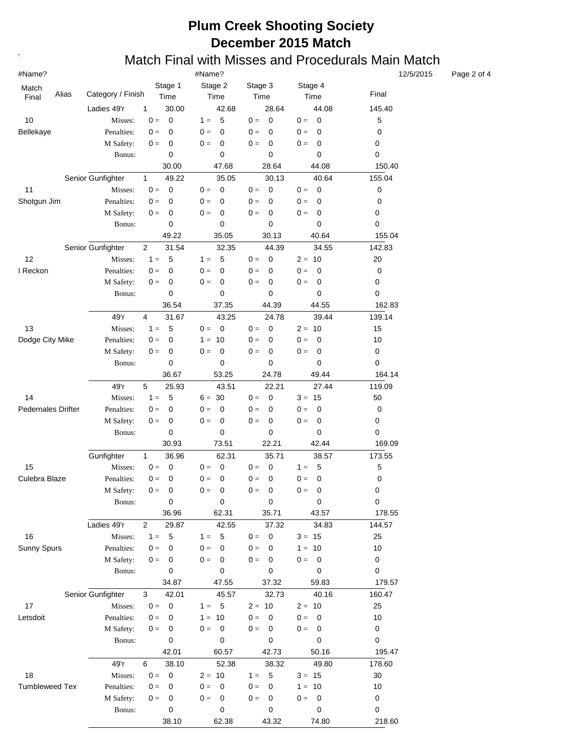# Plum Creek Shooting Society
# December 2015 Match
## Match Final with Misses and Procedurals Main Match

#Name? #Name? 12/5/2015

| Match Final | Alias | Category / Finish | | Stage 1 Time | Stage 2 Time | Stage 3 Time | Stage 4 Time | Final |
|---|---|---|---|---|---|---|---|---|
| | | Ladies 49'r | 1 | 30.00 | 42.68 | 28.64 | 44.08 | 145.40 |
| 10 | | Misses: | | 0 = 0 | 1 = 5 | 0 = 0 | 0 = 0 | 5 |
| Bellekaye | | Penalties: | | 0 = 0 | 0 = 0 | 0 = 0 | 0 = 0 | 0 |
| | | M Safety: | | 0 = 0 | 0 = 0 | 0 = 0 | 0 = 0 | 0 |
| | | Bonus: | | 0 | 0 | 0 | 0 | 0 |
| | | | | 30.00 | 47.68 | 28.64 | 44.08 | 150.40 |
| | | Senior Gunfighter | 1 | 49.22 | 35.05 | 30.13 | 40.64 | 155.04 |
| 11 | | Misses: | | 0 = 0 | 0 = 0 | 0 = 0 | 0 = 0 | 0 |
| Shotgun Jim | | Penalties: | | 0 = 0 | 0 = 0 | 0 = 0 | 0 = 0 | 0 |
| | | M Safety: | | 0 = 0 | 0 = 0 | 0 = 0 | 0 = 0 | 0 |
| | | Bonus: | | 0 | 0 | 0 | 0 | 0 |
| | | | | 49.22 | 35.05 | 30.13 | 40.64 | 155.04 |
| | | Senior Gunfighter | 2 | 31.54 | 32.35 | 44.39 | 34.55 | 142.83 |
| 12 | | Misses: | | 1 = 5 | 1 = 5 | 0 = 0 | 2 = 10 | 20 |
| I Reckon | | Penalties: | | 0 = 0 | 0 = 0 | 0 = 0 | 0 = 0 | 0 |
| | | M Safety: | | 0 = 0 | 0 = 0 | 0 = 0 | 0 = 0 | 0 |
| | | Bonus: | | 0 | 0 | 0 | 0 | 0 |
| | | | | 36.54 | 37.35 | 44.39 | 44.55 | 162.83 |
| | | 49'r | 4 | 31.67 | 43.25 | 24.78 | 39.44 | 139.14 |
| 13 | | Misses: | | 1 = 5 | 0 = 0 | 0 = 0 | 2 = 10 | 15 |
| Dodge City Mike | | Penalties: | | 0 = 0 | 1 = 10 | 0 = 0 | 0 = 0 | 10 |
| | | M Safety: | | 0 = 0 | 0 = 0 | 0 = 0 | 0 = 0 | 0 |
| | | Bonus: | | 0 | 0 | 0 | 0 | 0 |
| | | | | 36.67 | 53.25 | 24.78 | 49.44 | 164.14 |
| | | 49'r | 5 | 25.93 | 43.51 | 22.21 | 27.44 | 119.09 |
| 14 | | Misses: | | 1 = 5 | 6 = 30 | 0 = 0 | 3 = 15 | 50 |
| Pedernales Drifter | | Penalties: | | 0 = 0 | 0 = 0 | 0 = 0 | 0 = 0 | 0 |
| | | M Safety: | | 0 = 0 | 0 = 0 | 0 = 0 | 0 = 0 | 0 |
| | | Bonus: | | 0 | 0 | 0 | 0 | 0 |
| | | | | 30.93 | 73.51 | 22.21 | 42.44 | 169.09 |
| | | Gunfighter | 1 | 36.96 | 62.31 | 35.71 | 38.57 | 173.55 |
| 15 | | Misses: | | 0 = 0 | 0 = 0 | 0 = 0 | 1 = 5 | 5 |
| Culebra Blaze | | Penalties: | | 0 = 0 | 0 = 0 | 0 = 0 | 0 = 0 | 0 |
| | | M Safety: | | 0 = 0 | 0 = 0 | 0 = 0 | 0 = 0 | 0 |
| | | Bonus: | | 0 | 0 | 0 | 0 | 0 |
| | | | | 36.96 | 62.31 | 35.71 | 43.57 | 178.55 |
| | | Ladies 49'r | 2 | 29.87 | 42.55 | 37.32 | 34.83 | 144.57 |
| 16 | | Misses: | | 1 = 5 | 1 = 5 | 0 = 0 | 3 = 15 | 25 |
| Sunny Spurs | | Penalties: | | 0 = 0 | 0 = 0 | 0 = 0 | 1 = 10 | 10 |
| | | M Safety: | | 0 = 0 | 0 = 0 | 0 = 0 | 0 = 0 | 0 |
| | | Bonus: | | 0 | 0 | 0 | 0 | 0 |
| | | | | 34.87 | 47.55 | 37.32 | 59.83 | 179.57 |
| | | Senior Gunfighter | 3 | 42.01 | 45.57 | 32.73 | 40.16 | 160.47 |
| 17 | | Misses: | | 0 = 0 | 1 = 5 | 2 = 10 | 2 = 10 | 25 |
| Letsdoit | | Penalties: | | 0 = 0 | 1 = 10 | 0 = 0 | 0 = 0 | 10 |
| | | M Safety: | | 0 = 0 | 0 = 0 | 0 = 0 | 0 = 0 | 0 |
| | | Bonus: | | 0 | 0 | 0 | 0 | 0 |
| | | | | 42.01 | 60.57 | 42.73 | 50.16 | 195.47 |
| | | 49'r | 6 | 38.10 | 52.38 | 38.32 | 49.80 | 178.60 |
| 18 | | Misses: | | 0 = 0 | 2 = 10 | 1 = 5 | 3 = 15 | 30 |
| Tumbleweed Tex | | Penalties: | | 0 = 0 | 0 = 0 | 0 = 0 | 1 = 10 | 10 |
| | | M Safety: | | 0 = 0 | 0 = 0 | 0 = 0 | 0 = 0 | 0 |
| | | Bonus: | | 0 | 0 | 0 | 0 | 0 |
| | | | | 38.10 | 62.38 | 43.32 | 74.80 | 218.60 |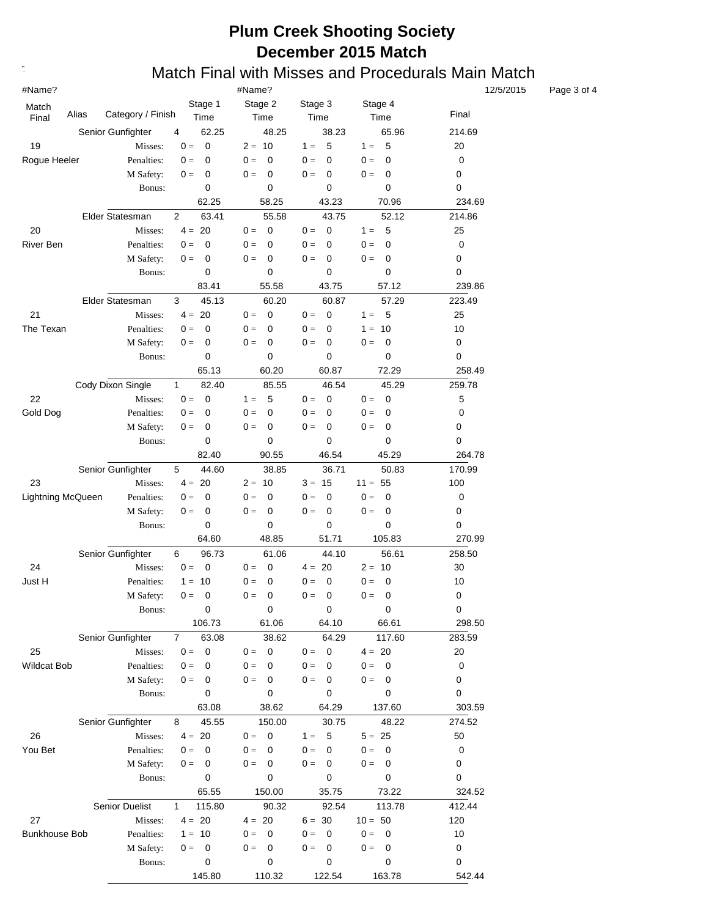# Plum Creek Shooting Society
## December 2015 Match
### Match Final with Misses and Procedurals Main Match

#Name? #Name? 12/5/2015

| Match Final | Alias | Category / Finish | | Stage 1 Time | Stage 2 Time | Stage 3 Time | Stage 4 Time | Final |
|---|---|---|---|---|---|---|---|---|
| | | Senior Gunfighter | 4 | 62.25 | 48.25 | 38.23 | 65.96 | 214.69 |
| 19 | | Misses: | | 0 = 0 | 2 = 10 | 1 = 5 | 1 = 5 | 20 |
| Rogue Heeler | | Penalties: | | 0 = 0 | 0 = 0 | 0 = 0 | 0 = 0 | 0 |
| | | M Safety: | | 0 = 0 | 0 = 0 | 0 = 0 | 0 = 0 | 0 |
| | | Bonus: | | 0 | 0 | 0 | 0 | 0 |
| | | | | 62.25 | 58.25 | 43.23 | 70.96 | 234.69 |
| | | Elder Statesman | 2 | 63.41 | 55.58 | 43.75 | 52.12 | 214.86 |
| 20 | | Misses: | | 4 = 20 | 0 = 0 | 0 = 0 | 1 = 5 | 25 |
| River Ben | | Penalties: | | 0 = 0 | 0 = 0 | 0 = 0 | 0 = 0 | 0 |
| | | M Safety: | | 0 = 0 | 0 = 0 | 0 = 0 | 0 = 0 | 0 |
| | | Bonus: | | 0 | 0 | 0 | 0 | 0 |
| | | | | 83.41 | 55.58 | 43.75 | 57.12 | 239.86 |
| | | Elder Statesman | 3 | 45.13 | 60.20 | 60.87 | 57.29 | 223.49 |
| 21 | | Misses: | | 4 = 20 | 0 = 0 | 0 = 0 | 1 = 5 | 25 |
| The Texan | | Penalties: | | 0 = 0 | 0 = 0 | 0 = 0 | 1 = 10 | 10 |
| | | M Safety: | | 0 = 0 | 0 = 0 | 0 = 0 | 0 = 0 | 0 |
| | | Bonus: | | 0 | 0 | 0 | 0 | 0 |
| | | | | 65.13 | 60.20 | 60.87 | 72.29 | 258.49 |
| | | Cody Dixon Single | 1 | 82.40 | 85.55 | 46.54 | 45.29 | 259.78 |
| 22 | | Misses: | | 0 = 0 | 1 = 5 | 0 = 0 | 0 = 0 | 5 |
| Gold Dog | | Penalties: | | 0 = 0 | 0 = 0 | 0 = 0 | 0 = 0 | 0 |
| | | M Safety: | | 0 = 0 | 0 = 0 | 0 = 0 | 0 = 0 | 0 |
| | | Bonus: | | 0 | 0 | 0 | 0 | 0 |
| | | | | 82.40 | 90.55 | 46.54 | 45.29 | 264.78 |
| | | Senior Gunfighter | 5 | 44.60 | 38.85 | 36.71 | 50.83 | 170.99 |
| 23 | | Misses: | | 4 = 20 | 2 = 10 | 3 = 15 | 11 = 55 | 100 |
| Lightning McQueen | | Penalties: | | 0 = 0 | 0 = 0 | 0 = 0 | 0 = 0 | 0 |
| | | M Safety: | | 0 = 0 | 0 = 0 | 0 = 0 | 0 = 0 | 0 |
| | | Bonus: | | 0 | 0 | 0 | 0 | 0 |
| | | | | 64.60 | 48.85 | 51.71 | 105.83 | 270.99 |
| | | Senior Gunfighter | 6 | 96.73 | 61.06 | 44.10 | 56.61 | 258.50 |
| 24 | | Misses: | | 0 = 0 | 0 = 0 | 4 = 20 | 2 = 10 | 30 |
| Just H | | Penalties: | | 1 = 10 | 0 = 0 | 0 = 0 | 0 = 0 | 10 |
| | | M Safety: | | 0 = 0 | 0 = 0 | 0 = 0 | 0 = 0 | 0 |
| | | Bonus: | | 0 | 0 | 0 | 0 | 0 |
| | | | | 106.73 | 61.06 | 64.10 | 66.61 | 298.50 |
| | | Senior Gunfighter | 7 | 63.08 | 38.62 | 64.29 | 117.60 | 283.59 |
| 25 | | Misses: | | 0 = 0 | 0 = 0 | 0 = 0 | 4 = 20 | 20 |
| Wildcat Bob | | Penalties: | | 0 = 0 | 0 = 0 | 0 = 0 | 0 = 0 | 0 |
| | | M Safety: | | 0 = 0 | 0 = 0 | 0 = 0 | 0 = 0 | 0 |
| | | Bonus: | | 0 | 0 | 0 | 0 | 0 |
| | | | | 63.08 | 38.62 | 64.29 | 137.60 | 303.59 |
| | | Senior Gunfighter | 8 | 45.55 | 150.00 | 30.75 | 48.22 | 274.52 |
| 26 | | Misses: | | 4 = 20 | 0 = 0 | 1 = 5 | 5 = 25 | 50 |
| You Bet | | Penalties: | | 0 = 0 | 0 = 0 | 0 = 0 | 0 = 0 | 0 |
| | | M Safety: | | 0 = 0 | 0 = 0 | 0 = 0 | 0 = 0 | 0 |
| | | Bonus: | | 0 | 0 | 0 | 0 | 0 |
| | | | | 65.55 | 150.00 | 35.75 | 73.22 | 324.52 |
| | | Senior Duelist | 1 | 115.80 | 90.32 | 92.54 | 113.78 | 412.44 |
| 27 | | Misses: | | 4 = 20 | 4 = 20 | 6 = 30 | 10 = 50 | 120 |
| Bunkhouse Bob | | Penalties: | | 1 = 10 | 0 = 0 | 0 = 0 | 0 = 0 | 10 |
| | | M Safety: | | 0 = 0 | 0 = 0 | 0 = 0 | 0 = 0 | 0 |
| | | Bonus: | | 0 | 0 | 0 | 0 | 0 |
| | | | | 145.80 | 110.32 | 122.54 | 163.78 | 542.44 |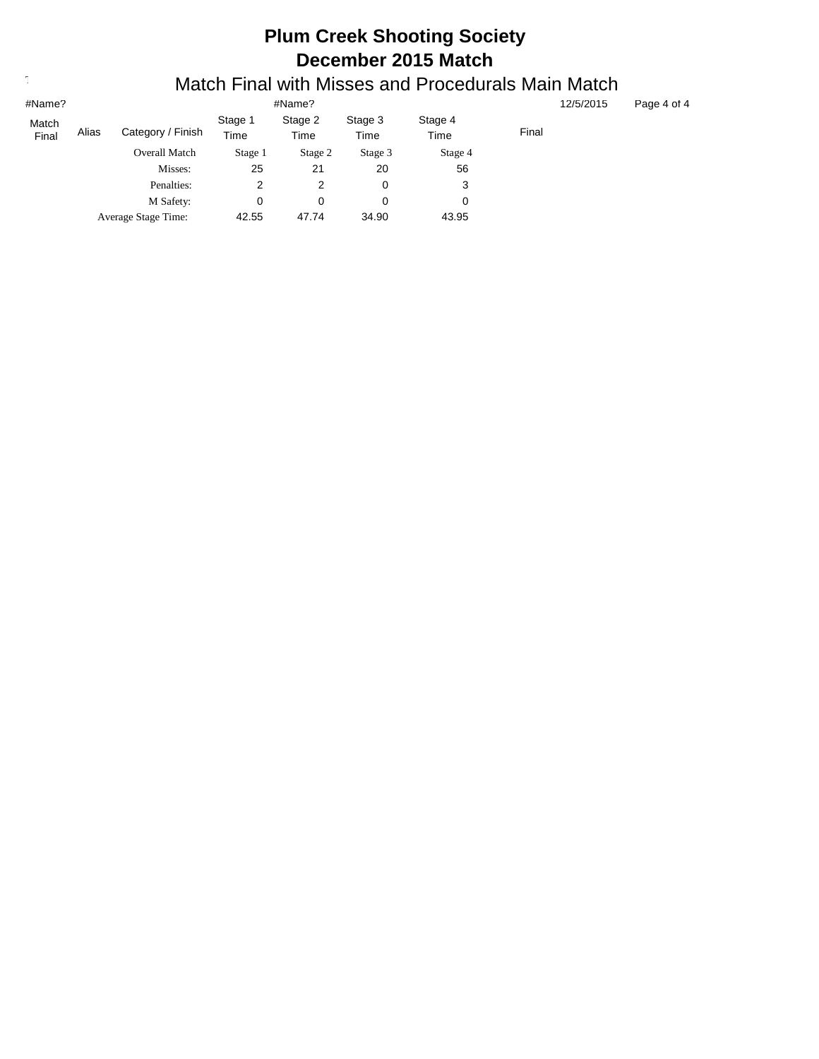# Plum Creek Shooting Society

## December 2015 Match

### Match Final with Misses and Procedurals Main Match

#Name? #Name? 12/5/2015

| Match Final | Alias | Category / Finish | Stage 1 Time | Stage 2 Time | Stage 3 Time | Stage 4 Time | Final |
|---|---|---|---|---|---|---|---|
| | | Overall Match | Stage 1 | Stage 2 | Stage 3 | Stage 4 | |
| | | Misses: | 25 | 21 | 20 | 56 | |
| | | Penalties: | 2 | 2 | 0 | 3 | |
| | | M Safety: | 0 | 0 | 0 | 0 | |
| | | Average Stage Time: | 42.55 | 47.74 | 34.90 | 43.95 | |